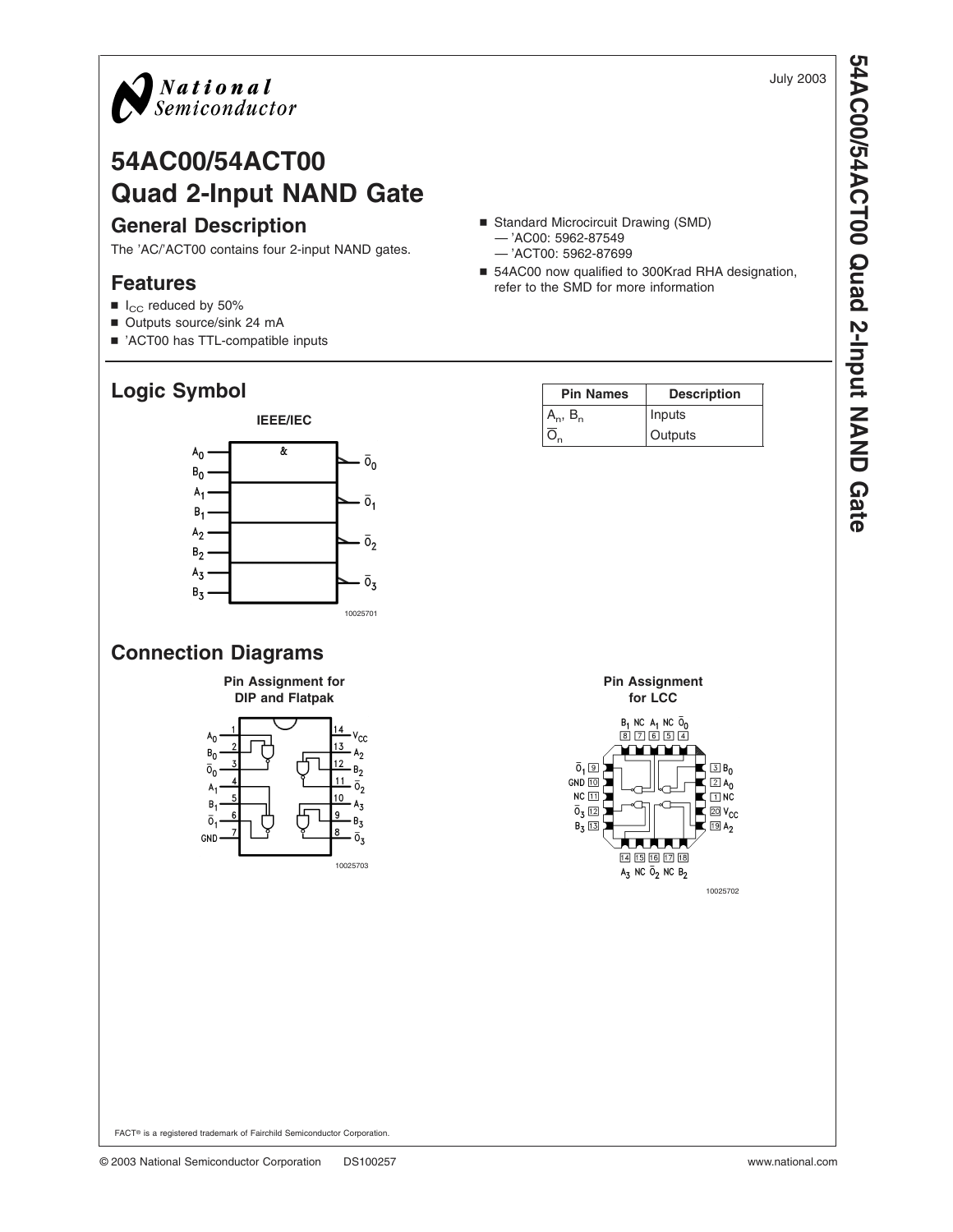National Semiconductor

July 2003

# 54AC00/54ACT00 Quad 2-Input NAND Gate

## General Description

The 'AC/'ACT00 contains four 2-input NAND gates.

## Features

- $I_{CC}$ reduced by 50%
- Outputs source/sink 24 mA
- 'ACT00 has TTL-compatible inputs
- Standard Microcircuit Drawing (SMD)
  - 'AC00: 5962-87549
  - 'ACT00: 5962-87699
- 54AC00 now qualified to 300Krad RHA designation, refer to the SMD for more information

## Logic Symbol

IEEE/IEC

10025701

| Pin Names | Description |
|---|---|
| $A_n$, $B_n$ | Inputs |
| $\overline{O}_n$ | Outputs |

## Connection Diagrams

**Pin Assignment for DIP and Flatpak**

10025703

**Pin Assignment for LCC**

10025702

FACT® is a registered trademark of Fairchild Semiconductor Corporation.

© 2003 National Semiconductor Corporation DS100257 www.national.com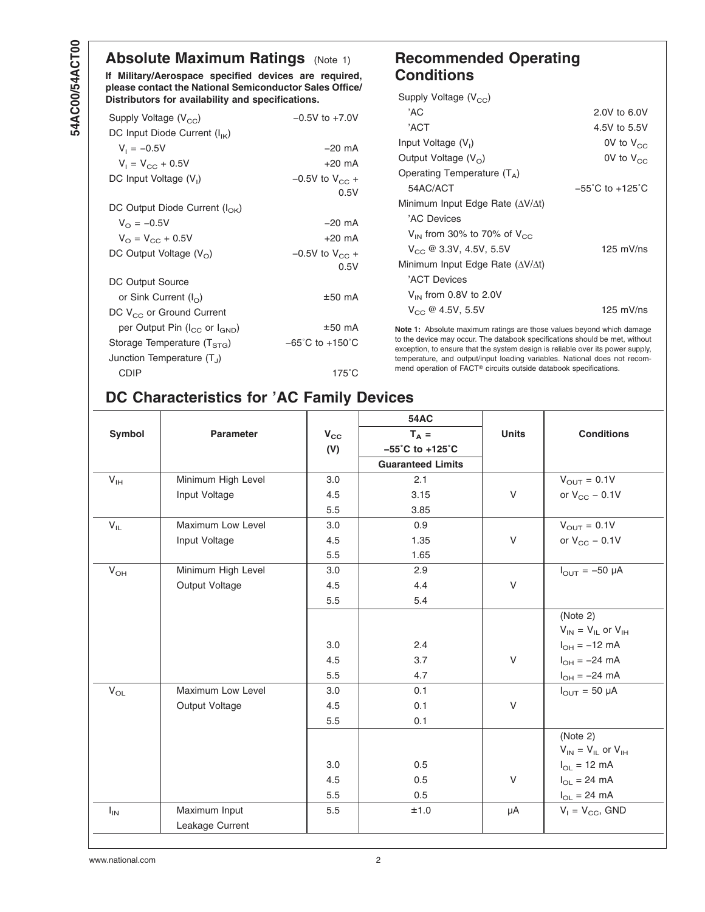## Absolute Maximum Ratings (Note 1)

**If Military/Aerospace specified devices are required, please contact the National Semiconductor Sales Office/ Distributors for availability and specifications.**

| | |
|---|---|
| Supply Voltage ($V_{CC}$) | −0.5V to +7.0V |
| DC Input Diode Current ($I_{IK}$) | |
| $V_I = −0.5V$ | −20 mA |
| $V_I = V_{CC} + 0.5V$ | +20 mA |
| DC Input Voltage ($V_I$) | −0.5V to $V_{CC}$ + 0.5V |
| DC Output Diode Current ($I_{OK}$) | |
| $V_O = −0.5V$ | −20 mA |
| $V_O = V_{CC} + 0.5V$ | +20 mA |
| DC Output Voltage ($V_O$) | −0.5V to $V_{CC}$ + 0.5V |
| DC Output Source or Sink Current ($I_O$) | ±50 mA |
| DC $V_{CC}$ or Ground Current per Output Pin ($I_{CC}$ or $I_{GND}$) | ±50 mA |
| Storage Temperature ($T_{STG}$) | −65˚C to +150˚C |
| Junction Temperature ($T_J$) | |
| CDIP | 175˚C |

## Recommended Operating Conditions

| | |
|---|---|
| Supply Voltage ($V_{CC}$) | |
| 'AC | 2.0V to 6.0V |
| 'ACT | 4.5V to 5.5V |
| Input Voltage ($V_I$) | 0V to $V_{CC}$ |
| Output Voltage ($V_O$) | 0V to $V_{CC}$ |
| Operating Temperature ($T_A$) | |
| 54AC/ACT | −55˚C to +125˚C |
| Minimum Input Edge Rate (ΔV/Δt) | |
| 'AC Devices | |
| $V_{IN}$ from 30% to 70% of $V_{CC}$ | |
| $V_{CC}$ @ 3.3V, 4.5V, 5.5V | 125 mV/ns |
| Minimum Input Edge Rate (ΔV/Δt) | |
| 'ACT Devices | |
| $V_{IN}$ from 0.8V to 2.0V | |
| $V_{CC}$ @ 4.5V, 5.5V | 125 mV/ns |

**Note 1:** Absolute maximum ratings are those values beyond which damage to the device may occur. The databook specifications should be met, without exception, to ensure that the system design is reliable over its power supply, temperature, and output/input loading variables. National does not recommend operation of FACT® circuits outside databook specifications.

## DC Characteristics for 'AC Family Devices

| Symbol | Parameter | $V_{CC}$ (V) | 54AC $T_A$ = −55˚C to +125˚C Guaranteed Limits | Units | Conditions |
|---|---|---|---|---|---|
| $V_{IH}$ | Minimum High Level Input Voltage | 3.0 | 2.1 | V | $V_{OUT}$ = 0.1V or $V_{CC}$ − 0.1V |
| | | 4.5 | 3.15 | | |
| | | 5.5 | 3.85 | | |
| $V_{IL}$ | Maximum Low Level Input Voltage | 3.0 | 0.9 | V | $V_{OUT}$ = 0.1V or $V_{CC}$ − 0.1V |
| | | 4.5 | 1.35 | | |
| | | 5.5 | 1.65 | | |
| $V_{OH}$ | Minimum High Level Output Voltage | 3.0 | 2.9 | V | $I_{OUT}$ = −50 µA |
| | | 4.5 | 4.4 | | |
| | | 5.5 | 5.4 | | |
| | | | | | (Note 2) $V_{IN}$ = $V_{IL}$ or $V_{IH}$ |
| | | 3.0 | 2.4 | | $I_{OH}$ = −12 mA |
| | | 4.5 | 3.7 | V | $I_{OH}$ = −24 mA |
| | | 5.5 | 4.7 | | $I_{OH}$ = −24 mA |
| $V_{OL}$ | Maximum Low Level Output Voltage | 3.0 | 0.1 | V | $I_{OUT}$ = 50 µA |
| | | 4.5 | 0.1 | | |
| | | 5.5 | 0.1 | | |
| | | | | | (Note 2) $V_{IN}$ = $V_{IL}$ or $V_{IH}$ |
| | | 3.0 | 0.5 | | $I_{OL}$ = 12 mA |
| | | 4.5 | 0.5 | V | $I_{OL}$ = 24 mA |
| | | 5.5 | 0.5 | | $I_{OL}$ = 24 mA |
| $I_{IN}$ | Maximum Input Leakage Current | 5.5 | ±1.0 | µA | $V_I$ = $V_{CC}$, GND |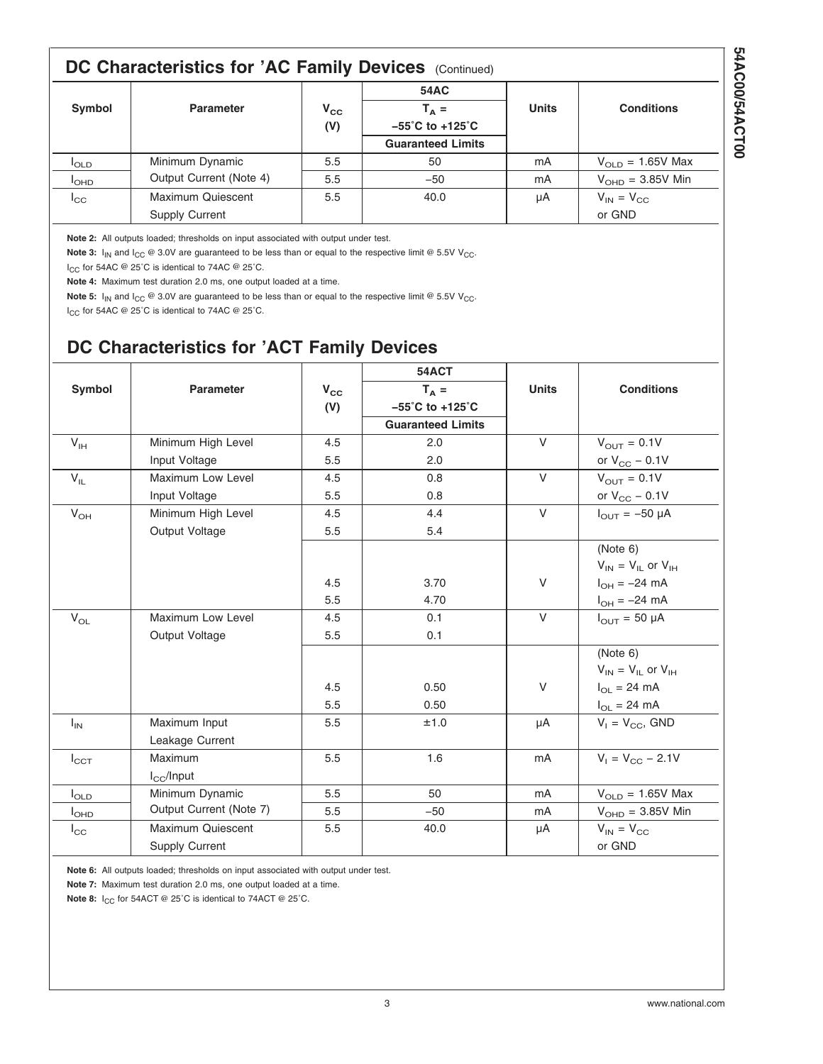## DC Characteristics for 'AC Family Devices (Continued)

| Symbol | Parameter | $V_{CC}$ (V) | 54AC $T_A$ = −55°C to +125°C Guaranteed Limits | Units | Conditions |
|---|---|---|---|---|---|
| $I_{OLD}$ | Minimum Dynamic | 5.5 | 50 | mA | $V_{OLD}$ = 1.65V Max |
| $I_{OHD}$ | Output Current (Note 4) | 5.5 | −50 | mA | $V_{OHD}$ = 3.85V Min |
| $I_{CC}$ | Maximum Quiescent Supply Current | 5.5 | 40.0 | µA | $V_{IN} = V_{CC}$ or GND |

**Note 2:** All outputs loaded; thresholds on input associated with output under test.

**Note 3:** $I_{IN}$ and $I_{CC}$ @ 3.0V are guaranteed to be less than or equal to the respective limit @ 5.5V $V_{CC}$.

$I_{CC}$ for 54AC @ 25°C is identical to 74AC @ 25°C.

**Note 4:** Maximum test duration 2.0 ms, one output loaded at a time.

**Note 5:** $I_{IN}$ and $I_{CC}$ @ 3.0V are guaranteed to be less than or equal to the respective limit @ 5.5V $V_{CC}$.

$I_{CC}$ for 54AC @ 25°C is identical to 74AC @ 25°C.

## DC Characteristics for 'ACT Family Devices

| Symbol | Parameter | $V_{CC}$ (V) | 54ACT $T_A$ = −55°C to +125°C Guaranteed Limits | Units | Conditions |
|---|---|---|---|---|---|
| $V_{IH}$ | Minimum High Level Input Voltage | 4.5 | 2.0 | V | $V_{OUT}$ = 0.1V |
| | | 5.5 | 2.0 | | or $V_{CC}$ − 0.1V |
| $V_{IL}$ | Maximum Low Level Input Voltage | 4.5 | 0.8 | V | $V_{OUT}$ = 0.1V |
| | | 5.5 | 0.8 | | or $V_{CC}$ − 0.1V |
| $V_{OH}$ | Minimum High Level Output Voltage | 4.5 | 4.4 | V | $I_{OUT}$ = −50 µA |
| | | 5.5 | 5.4 | | |
| | | | | | (Note 6) $V_{IN} = V_{IL}$ or $V_{IH}$ |
| | | 4.5 | 3.70 | V | $I_{OH}$ = −24 mA |
| | | 5.5 | 4.70 | | $I_{OH}$ = −24 mA |
| $V_{OL}$ | Maximum Low Level Output Voltage | 4.5 | 0.1 | V | $I_{OUT}$ = 50 µA |
| | | 5.5 | 0.1 | | |
| | | | | | (Note 6) $V_{IN} = V_{IL}$ or $V_{IH}$ |
| | | 4.5 | 0.50 | V | $I_{OL}$ = 24 mA |
| | | 5.5 | 0.50 | | $I_{OL}$ = 24 mA |
| $I_{IN}$ | Maximum Input Leakage Current | 5.5 | ±1.0 | µA | $V_I = V_{CC}$, GND |
| $I_{CCT}$ | Maximum $I_{CC}$/Input | 5.5 | 1.6 | mA | $V_I = V_{CC}$ − 2.1V |
| $I_{OLD}$ | Minimum Dynamic | 5.5 | 50 | mA | $V_{OLD}$ = 1.65V Max |
| $I_{OHD}$ | Output Current (Note 7) | 5.5 | −50 | mA | $V_{OHD}$ = 3.85V Min |
| $I_{CC}$ | Maximum Quiescent Supply Current | 5.5 | 40.0 | µA | $V_{IN} = V_{CC}$ or GND |

**Note 6:** All outputs loaded; thresholds on input associated with output under test.

**Note 7:** Maximum test duration 2.0 ms, one output loaded at a time.

**Note 8:** $I_{CC}$ for 54ACT @ 25°C is identical to 74ACT @ 25°C.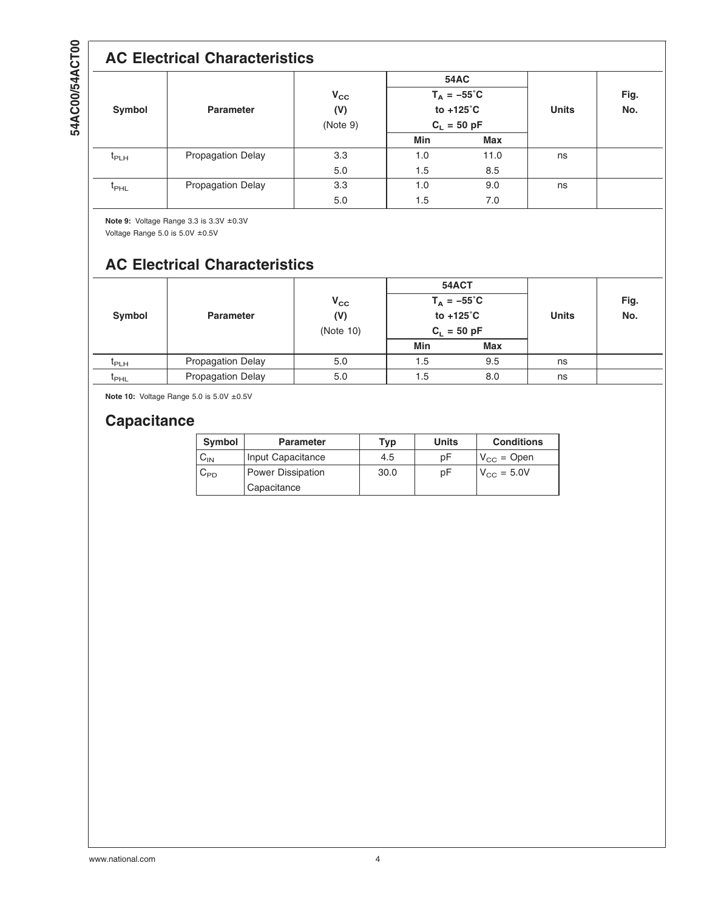## AC Electrical Characteristics

| Symbol | Parameter | $V_{CC}$ (V) (Note 9) | 54AC $T_A = -55°C$ to $+125°C$ $C_L = 50$ pF | | Units | Fig. No. |
|---|---|---|---|---|---|---|
| | | | Min | Max | | |
| $t_{PLH}$ | Propagation Delay | 3.3 | 1.0 | 11.0 | ns | |
| | | 5.0 | 1.5 | 8.5 | | |
| $t_{PHL}$ | Propagation Delay | 3.3 | 1.0 | 9.0 | ns | |
| | | 5.0 | 1.5 | 7.0 | | |

**Note 9:** Voltage Range 3.3 is 3.3V ±0.3V
Voltage Range 5.0 is 5.0V ±0.5V

## AC Electrical Characteristics

| Symbol | Parameter | $V_{CC}$ (V) (Note 10) | 54ACT $T_A = -55°C$ to $+125°C$ $C_L = 50$ pF | | Units | Fig. No. |
|---|---|---|---|---|---|---|
| | | | Min | Max | | |
| $t_{PLH}$ | Propagation Delay | 5.0 | 1.5 | 9.5 | ns | |
| $t_{PHL}$ | Propagation Delay | 5.0 | 1.5 | 8.0 | ns | |

**Note 10:** Voltage Range 5.0 is 5.0V ±0.5V

## Capacitance

| Symbol | Parameter | Typ | Units | Conditions |
|---|---|---|---|---|
| $C_{IN}$ | Input Capacitance | 4.5 | pF | $V_{CC}$ = Open |
| $C_{PD}$ | Power Dissipation Capacitance | 30.0 | pF | $V_{CC}$ = 5.0V |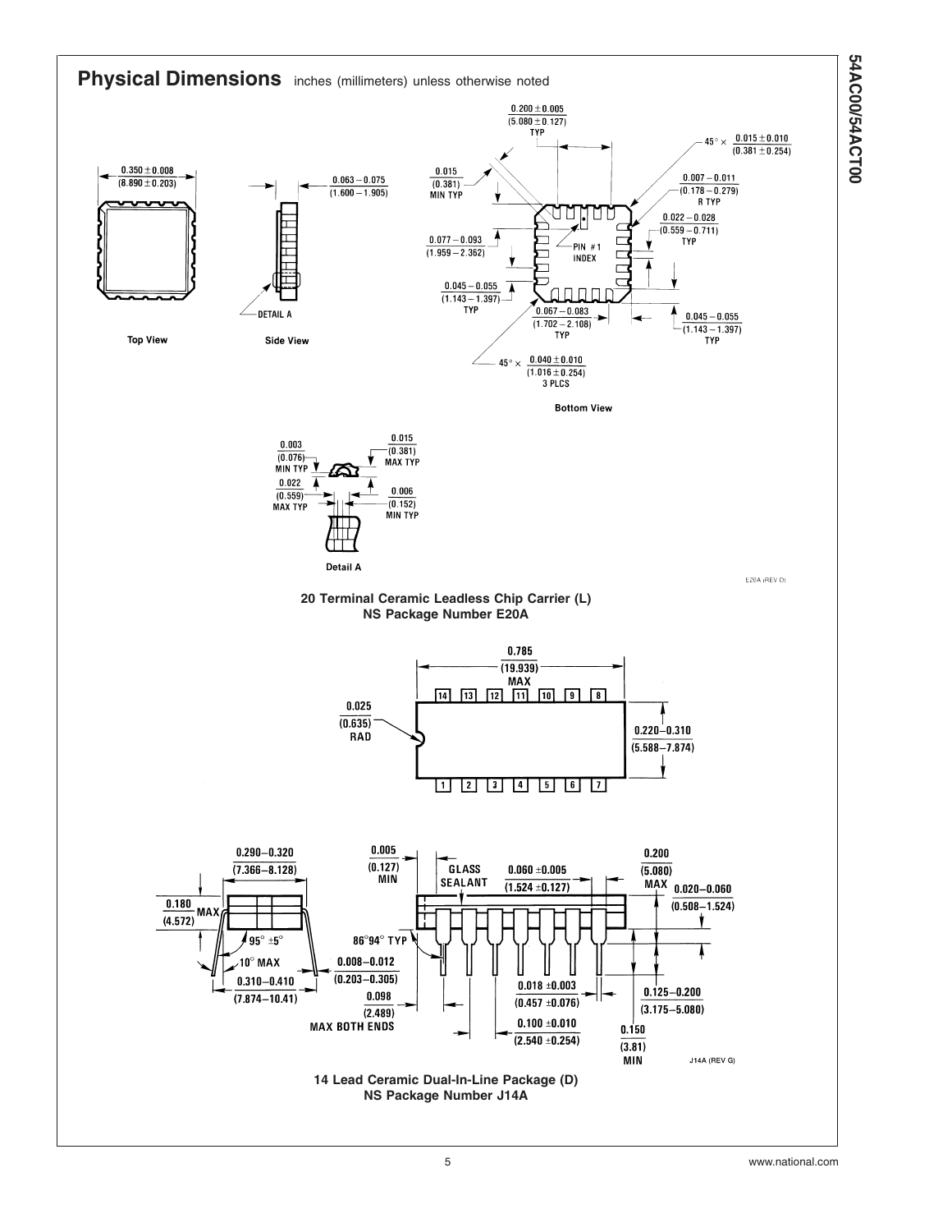## Physical Dimensions inches (millimeters) unless otherwise noted

0.350 ± 0.008 (8.890 ± 0.203)

Top View

0.063 − 0.075 (1.600 − 1.905)

DETAIL A

Side View

0.200 ± 0.005 (5.080 ± 0.127) TYP

45° × 0.015 ± 0.010 (0.381 ± 0.254)

0.015 (0.381) MIN TYP

0.007 − 0.011 (0.178 − 0.279) R TYP

0.022 − 0.028 (0.559 − 0.711) TYP

0.077 − 0.093 (1.959 − 2.362)

PIN #1 INDEX

0.045 − 0.055 (1.143 − 1.397) TYP

0.067 − 0.083 (1.702 − 2.108) TYP

0.045 − 0.055 (1.143 − 1.397) TYP

45° × 0.040 ± 0.010 (1.016 ± 0.254) 3 PLCS

Bottom View

0.003 (0.076) MIN TYP

0.015 (0.381) MAX TYP

0.022 (0.559) MAX TYP

0.006 (0.152) MIN TYP

Detail A

E20A (REV D)

**20 Terminal Ceramic Leadless Chip Carrier (L)**
**NS Package Number E20A**

0.785 (19.939) MAX

14 13 12 11 10 9 8

0.025 (0.635) RAD

0.220–0.310 (5.588–7.874)

1 2 3 4 5 6 7

0.290–0.320 (7.366–8.128)

0.180 (4.572) MAX

95° ±5°

10° MAX

0.310–0.410 (7.874–10.41)

0.005 (0.127) MIN

GLASS SEALANT

0.060 ±0.005 (1.524 ±0.127)

0.200 (5.080) MAX

0.020–0.060 (0.508–1.524)

86°94° TYP

0.008–0.012 (0.203–0.305)

0.098 (2.489) MAX BOTH ENDS

0.018 ±0.003 (0.457 ±0.076)

0.125–0.200 (3.175–5.080)

0.100 ±0.010 (2.540 ±0.254)

0.150 (3.81) MIN

J14A (REV G)

**14 Lead Ceramic Dual-In-Line Package (D)**
**NS Package Number J14A**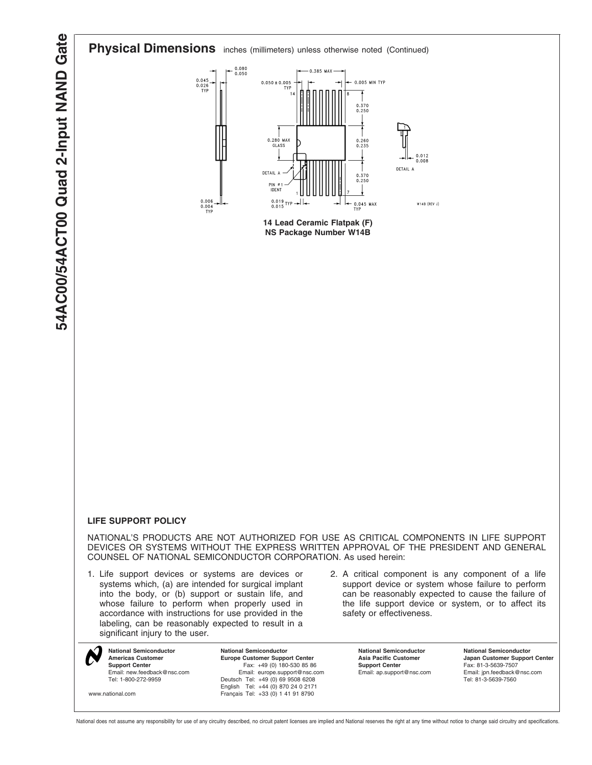## Physical Dimensions inches (millimeters) unless otherwise noted (Continued)

0.080
0.050
0.045
0.026
TYP
0.006
0.004
TYP
0.385 MAX
0.050 ± 0.005
TYP
14
8
0.005 MIN TYP
0.370
0.250
0.280 MAX
GLASS
0.260
0.235
DETAIL A
PIN #1
IDENT
1
7
0.370
0.250
0.019
0.015 TYP
0.045 MAX
TYP
0.012
0.008
DETAIL A
W14B (REV J)

**14 Lead Ceramic Flatpak (F)**
**NS Package Number W14B**

### LIFE SUPPORT POLICY

NATIONAL'S PRODUCTS ARE NOT AUTHORIZED FOR USE AS CRITICAL COMPONENTS IN LIFE SUPPORT DEVICES OR SYSTEMS WITHOUT THE EXPRESS WRITTEN APPROVAL OF THE PRESIDENT AND GENERAL COUNSEL OF NATIONAL SEMICONDUCTOR CORPORATION. As used herein:

1. Life support devices or systems are devices or systems which, (a) are intended for surgical implant into the body, or (b) support or sustain life, and whose failure to perform when properly used in accordance with instructions for use provided in the labeling, can be reasonably expected to result in a significant injury to the user.
2. A critical component is any component of a life support device or system whose failure to perform can be reasonably expected to cause the failure of the life support device or system, or to affect its safety or effectiveness.

**National Semiconductor**
**Americas Customer**
**Support Center**
Email: new.feedback@nsc.com
Tel: 1-800-272-9959

www.national.com

**National Semiconductor**
**Europe Customer Support Center**
Fax: +49 (0) 180-530 85 86
Email: europe.support@nsc.com
Deutsch Tel: +49 (0) 69 9508 6208
English Tel: +44 (0) 870 24 0 2171
Français Tel: +33 (0) 1 41 91 8790

**National Semiconductor**
**Asia Pacific Customer**
**Support Center**
Email: ap.support@nsc.com

**National Semiconductor**
**Japan Customer Support Center**
Fax: 81-3-5639-7507
Email: jpn.feedback@nsc.com
Tel: 81-3-5639-7560

National does not assume any responsibility for use of any circuitry described, no circuit patent licenses are implied and National reserves the right at any time without notice to change said circuitry and specifications.